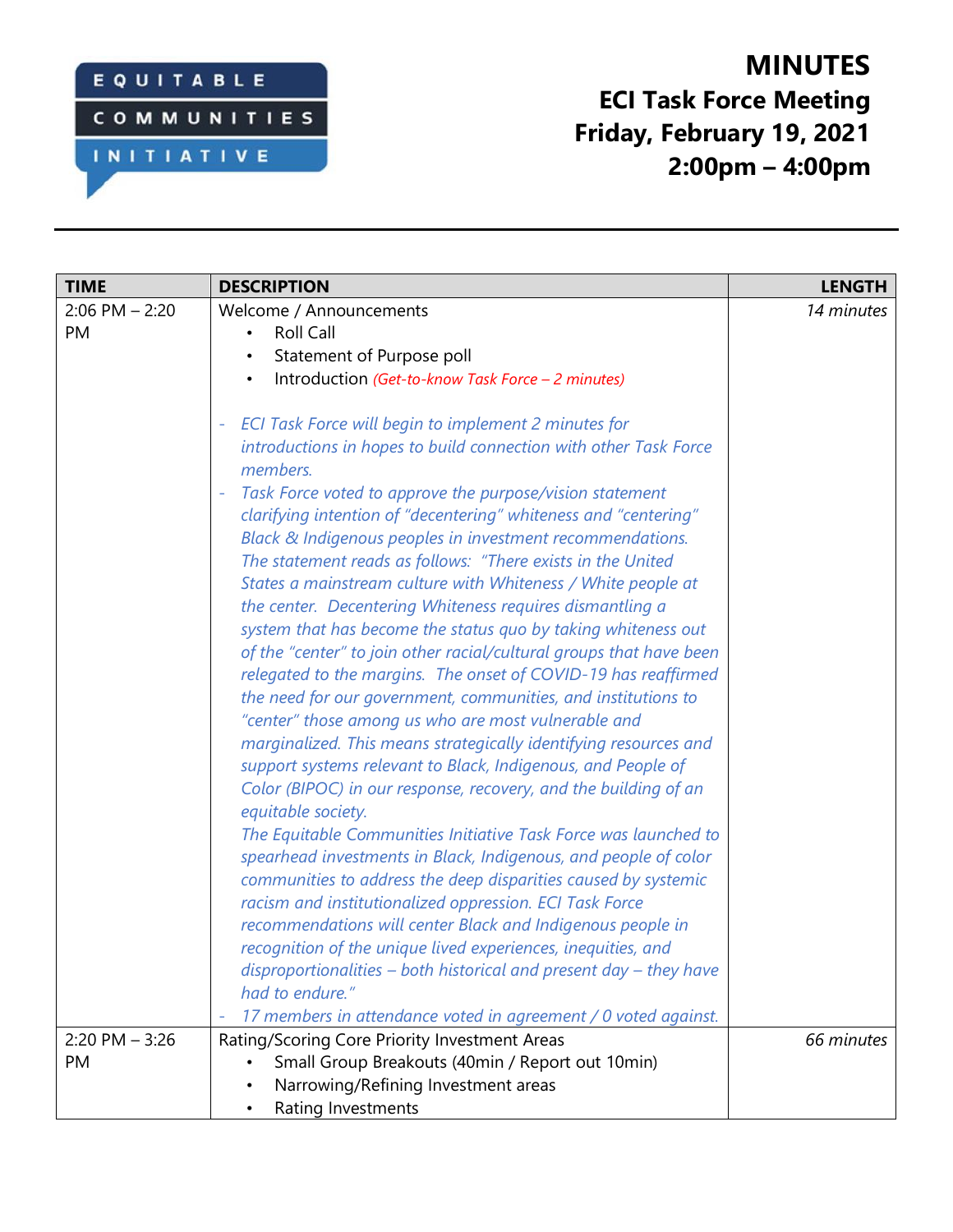EQUITABLE COMMUNITIES INITIATIVE

# MINUTES
## ECI Task Force Meeting
## Friday, February 19, 2021
## 2:00pm – 4:00pm

| TIME | DESCRIPTION | LENGTH |
|---|---|---|
| 2:06 PM – 2:20 PM | Welcome / Announcements<br>• Roll Call<br>• Statement of Purpose poll<br>• Introduction *(Get-to-know Task Force – 2 minutes)*<br><br>- *ECI Task Force will begin to implement 2 minutes for introductions in hopes to build connection with other Task Force members.*<br>- *Task Force voted to approve the purpose/vision statement clarifying intention of "decentering" whiteness and "centering" Black & Indigenous peoples in investment recommendations. The statement reads as follows: "There exists in the United States a mainstream culture with Whiteness / White people at the center. Decentering Whiteness requires dismantling a system that has become the status quo by taking whiteness out of the "center" to join other racial/cultural groups that have been relegated to the margins. The onset of COVID-19 has reaffirmed the need for our government, communities, and institutions to "center" those among us who are most vulnerable and marginalized. This means strategically identifying resources and support systems relevant to Black, Indigenous, and People of Color (BIPOC) in our response, recovery, and the building of an equitable society.*<br>*The Equitable Communities Initiative Task Force was launched to spearhead investments in Black, Indigenous, and people of color communities to address the deep disparities caused by systemic racism and institutionalized oppression. ECI Task Force recommendations will center Black and Indigenous people in recognition of the unique lived experiences, inequities, and disproportionalities – both historical and present day – they have had to endure."*<br>- *17 members in attendance voted in agreement / 0 voted against.* | *14 minutes* |
| 2:20 PM – 3:26 PM | Rating/Scoring Core Priority Investment Areas<br>• Small Group Breakouts (40min / Report out 10min)<br>• Narrowing/Refining Investment areas<br>• Rating Investments | *66 minutes* |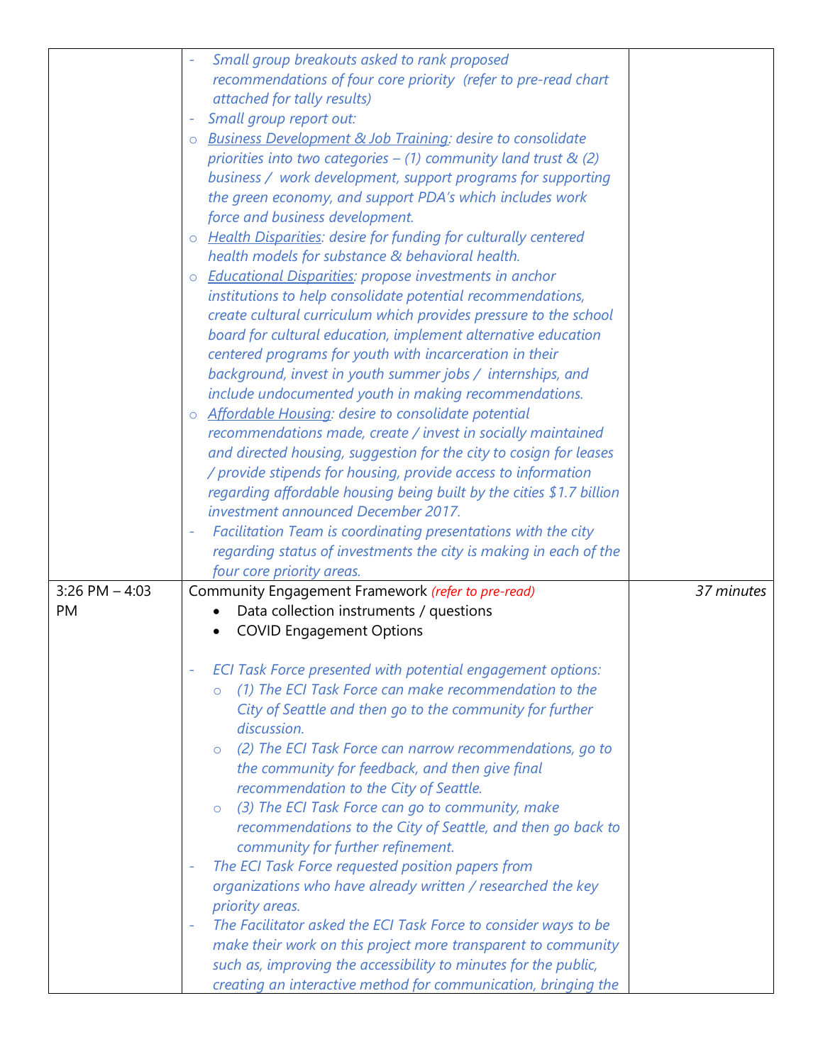| | | |
|---|---|---|
| | - *Small group breakouts asked to rank proposed recommendations of four core priority (refer to pre-read chart attached for tally results)*<br>- *Small group report out:*<br>○ *Business Development & Job Training: desire to consolidate priorities into two categories – (1) community land trust & (2) business / work development, support programs for supporting the green economy, and support PDA's which includes work force and business development.*<br>○ *Health Disparities: desire for funding for culturally centered health models for substance & behavioral health.*<br>○ *Educational Disparities: propose investments in anchor institutions to help consolidate potential recommendations, create cultural curriculum which provides pressure to the school board for cultural education, implement alternative education centered programs for youth with incarceration in their background, invest in youth summer jobs / internships, and include undocumented youth in making recommendations.*<br>○ *Affordable Housing: desire to consolidate potential recommendations made, create / invest in socially maintained and directed housing, suggestion for the city to cosign for leases / provide stipends for housing, provide access to information regarding affordable housing being built by the cities $1.7 billion investment announced December 2017.*<br>- *Facilitation Team is coordinating presentations with the city regarding status of investments the city is making in each of the four core priority areas.* | |
| 3:26 PM – 4:03 PM | Community Engagement Framework *(refer to pre-read)*<br>• Data collection instruments / questions<br>• COVID Engagement Options<br><br>- *ECI Task Force presented with potential engagement options:*<br>○ *(1) The ECI Task Force can make recommendation to the City of Seattle and then go to the community for further discussion.*<br>○ *(2) The ECI Task Force can narrow recommendations, go to the community for feedback, and then give final recommendation to the City of Seattle.*<br>○ *(3) The ECI Task Force can go to community, make recommendations to the City of Seattle, and then go back to community for further refinement.*<br>- *The ECI Task Force requested position papers from organizations who have already written / researched the key priority areas.*<br>- *The Facilitator asked the ECI Task Force to consider ways to be make their work on this project more transparent to community such as, improving the accessibility to minutes for the public, creating an interactive method for communication, bringing the* | *37 minutes* |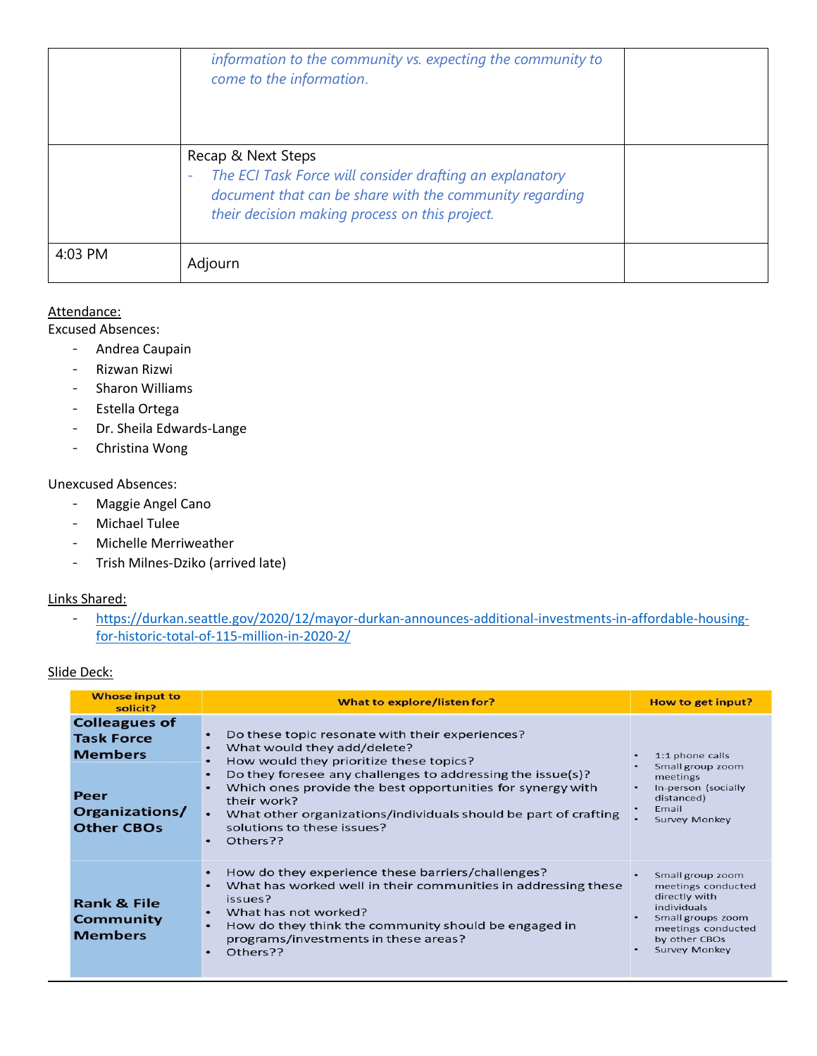| | | |
|---|---|---|
| | *information to the community vs. expecting the community to come to the information.* | |
| | Recap & Next Steps<br>- *The ECI Task Force will consider drafting an explanatory document that can be share with the community regarding their decision making process on this project.* | |
| 4:03 PM | Adjourn | |

Attendance:

Excused Absences:

- Andrea Caupain
- Rizwan Rizwi
- Sharon Williams
- Estella Ortega
- Dr. Sheila Edwards-Lange
- Christina Wong

Unexcused Absences:

- Maggie Angel Cano
- Michael Tulee
- Michelle Merriweather
- Trish Milnes-Dziko (arrived late)

Links Shared:

- https://durkan.seattle.gov/2020/12/mayor-durkan-announces-additional-investments-in-affordable-housing-for-historic-total-of-115-million-in-2020-2/

Slide Deck:

| Whose input to solicit? | What to explore/listen for? | How to get input? |
|---|---|---|
| **Colleagues of Task Force Members**<br><br>**Peer Organizations/ Other CBOs** | • Do these topic resonate with their experiences?<br>• What would they add/delete?<br>• How would they prioritize these topics?<br>• Do they foresee any challenges to addressing the issue(s)?<br>• Which ones provide the best opportunities for synergy with their work?<br>• What other organizations/individuals should be part of crafting solutions to these issues?<br>• Others?? | • 1:1 phone calls<br>• Small group zoom meetings<br>• In-person (socially distanced)<br>• Email<br>• Survey Monkey |
| **Rank & File Community Members** | • How do they experience these barriers/challenges?<br>• What has worked well in their communities in addressing these issues?<br>• What has not worked?<br>• How do they think the community should be engaged in programs/investments in these areas?<br>• Others?? | • Small group zoom meetings conducted directly with individuals<br>• Small groups zoom meetings conducted by other CBOs<br>• Survey Monkey |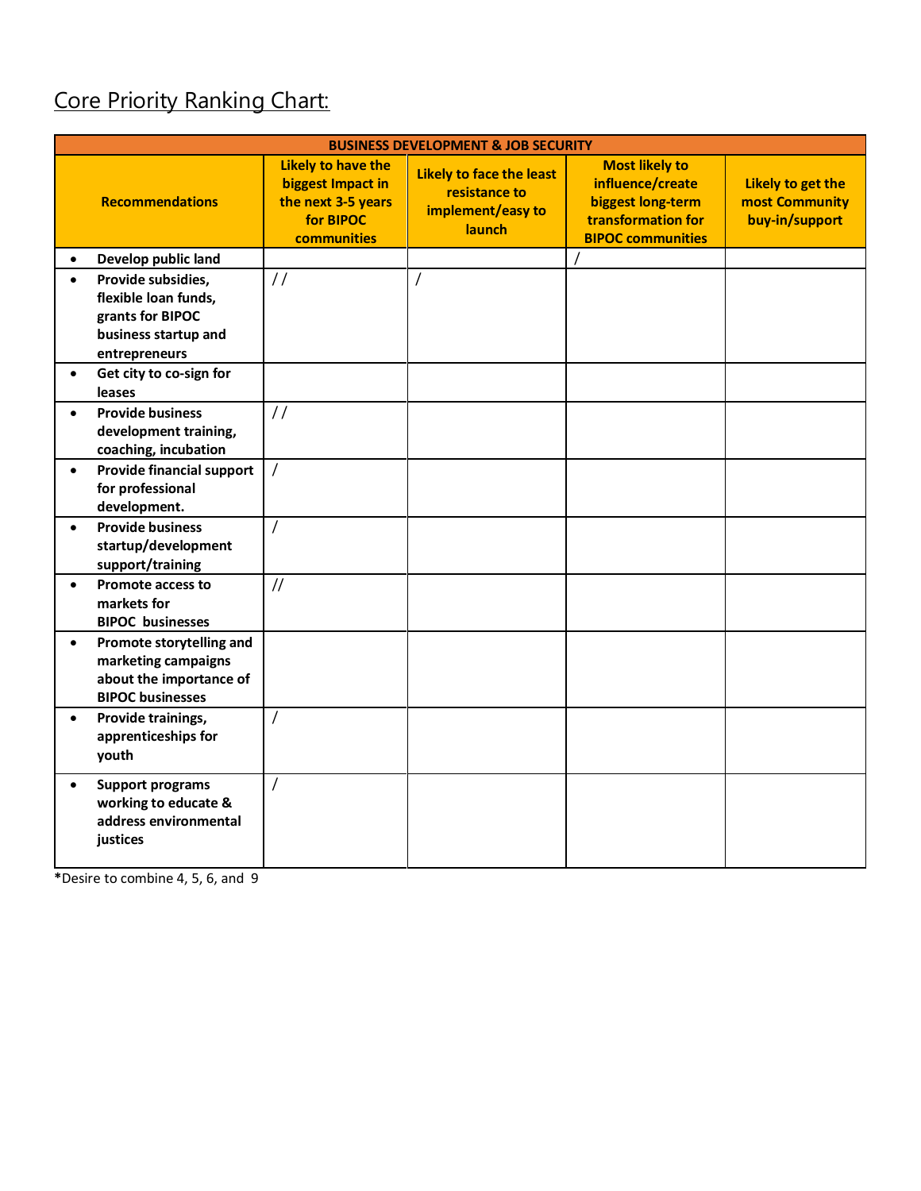## Core Priority Ranking Chart:

| BUSINESS DEVELOPMENT & JOB SECURITY | | | | |
|---|---|---|---|---|
| **Recommendations** | **Likely to have the biggest Impact in the next 3-5 years for BIPOC communities** | **Likely to face the least resistance to implement/easy to launch** | **Most likely to influence/create biggest long-term transformation for BIPOC communities** | **Likely to get the most Community buy-in/support** |
| • **Develop public land** | | | / | |
| • **Provide subsidies, flexible loan funds, grants for BIPOC business startup and entrepreneurs** | / / | / | | |
| • **Get city to co-sign for leases** | | | | |
| • **Provide business development training, coaching, incubation** | / / | | | |
| • **Provide financial support for professional development.** | / | | | |
| • **Provide business startup/development support/training** | / | | | |
| • **Promote access to markets for BIPOC businesses** | // | | | |
| • **Promote storytelling and marketing campaigns about the importance of BIPOC businesses** | | | | |
| • **Provide trainings, apprenticeships for youth** | / | | | |
| • **Support programs working to educate & address environmental justices** | / | | | |

***Desire to combine 4, 5, 6, and 9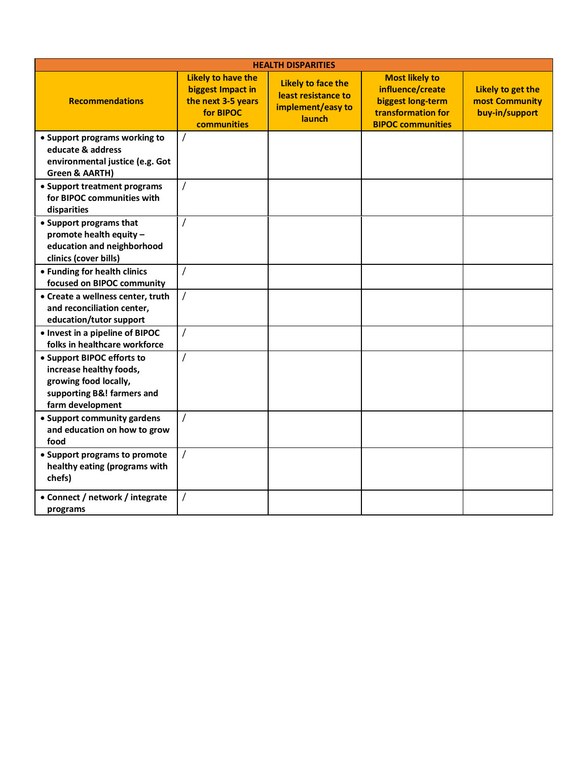| HEALTH DISPARITIES | | | | |
|---|---|---|---|---|
| **Recommendations** | **Likely to have the biggest Impact in the next 3-5 years for BIPOC communities** | **Likely to face the least resistance to implement/easy to launch** | **Most likely to influence/create biggest long-term transformation for BIPOC communities** | **Likely to get the most Community buy-in/support** |
| • Support programs working to educate & address environmental justice (e.g. Got Green & AARTH) | / | | | |
| • Support treatment programs for BIPOC communities with disparities | / | | | |
| • Support programs that promote health equity – education and neighborhood clinics (cover bills) | / | | | |
| • Funding for health clinics focused on BIPOC community | / | | | |
| • Create a wellness center, truth and reconciliation center, education/tutor support | / | | | |
| • Invest in a pipeline of BIPOC folks in healthcare workforce | / | | | |
| • Support BIPOC efforts to increase healthy foods, growing food locally, supporting B&! farmers and farm development | / | | | |
| • Support community gardens and education on how to grow food | / | | | |
| • Support programs to promote healthy eating (programs with chefs) | / | | | |
| • Connect / network / integrate programs | / | | | |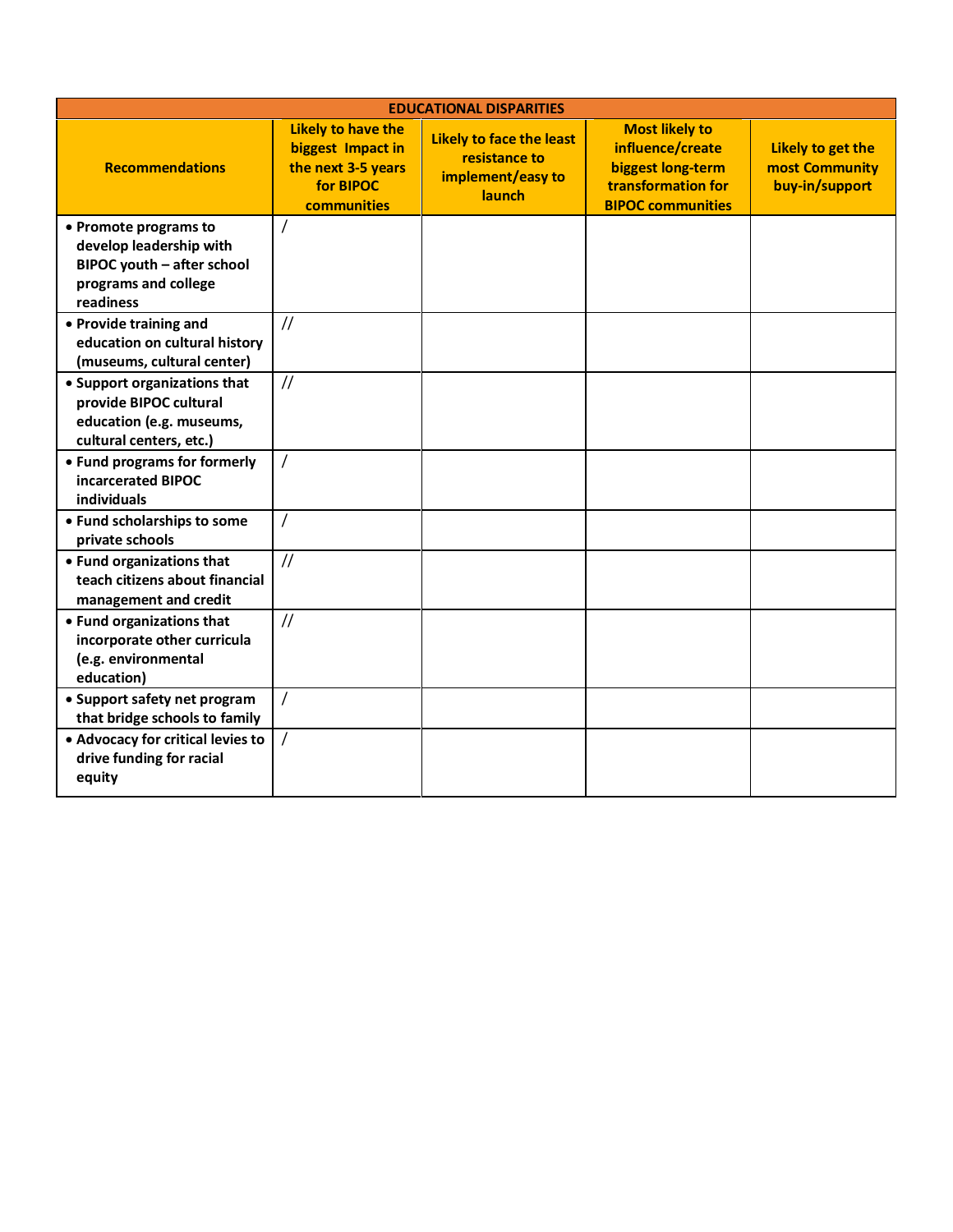| EDUCATIONAL DISPARITIES | | | | |
|---|---|---|---|---|
| **Recommendations** | **Likely to have the biggest Impact in the next 3-5 years for BIPOC communities** | **Likely to face the least resistance to implement/easy to launch** | **Most likely to influence/create biggest long-term transformation for BIPOC communities** | **Likely to get the most Community buy-in/support** |
| • Promote programs to develop leadership with BIPOC youth – after school programs and college readiness | / | | | |
| • Provide training and education on cultural history (museums, cultural center) | // | | | |
| • Support organizations that provide BIPOC cultural education (e.g. museums, cultural centers, etc.) | // | | | |
| • Fund programs for formerly incarcerated BIPOC individuals | / | | | |
| • Fund scholarships to some private schools | / | | | |
| • Fund organizations that teach citizens about financial management and credit | // | | | |
| • Fund organizations that incorporate other curricula (e.g. environmental education) | // | | | |
| • Support safety net program that bridge schools to family | / | | | |
| • Advocacy for critical levies to drive funding for racial equity | / | | | |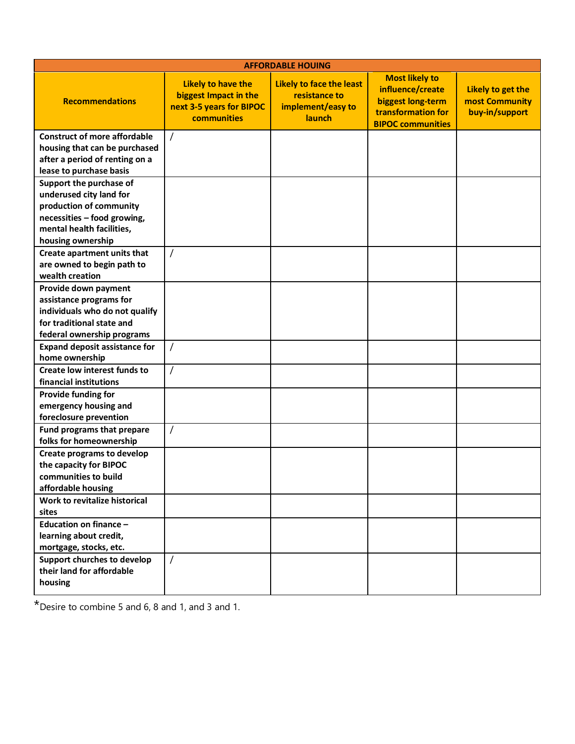| AFFORDABLE HOUING | | | | |
|---|---|---|---|---|
| **Recommendations** | **Likely to have the biggest Impact in the next 3-5 years for BIPOC communities** | **Likely to face the least resistance to implement/easy to launch** | **Most likely to influence/create biggest long-term transformation for BIPOC communities** | **Likely to get the most Community buy-in/support** |
| **Construct of more affordable housing that can be purchased after a period of renting on a lease to purchase basis** | / | | | |
| **Support the purchase of underused city land for production of community necessities – food growing, mental health facilities, housing ownership** | | | | |
| **Create apartment units that are owned to begin path to wealth creation** | / | | | |
| **Provide down payment assistance programs for individuals who do not qualify for traditional state and federal ownership programs** | | | | |
| **Expand deposit assistance for home ownership** | / | | | |
| **Create low interest funds to financial institutions** | / | | | |
| **Provide funding for emergency housing and foreclosure prevention** | | | | |
| **Fund programs that prepare folks for homeownership** | / | | | |
| **Create programs to develop the capacity for BIPOC communities to build affordable housing** | | | | |
| **Work to revitalize historical sites** | | | | |
| **Education on finance – learning about credit, mortgage, stocks, etc.** | | | | |
| **Support churches to develop their land for affordable housing** | / | | | |

*Desire to combine 5 and 6, 8 and 1, and 3 and 1.